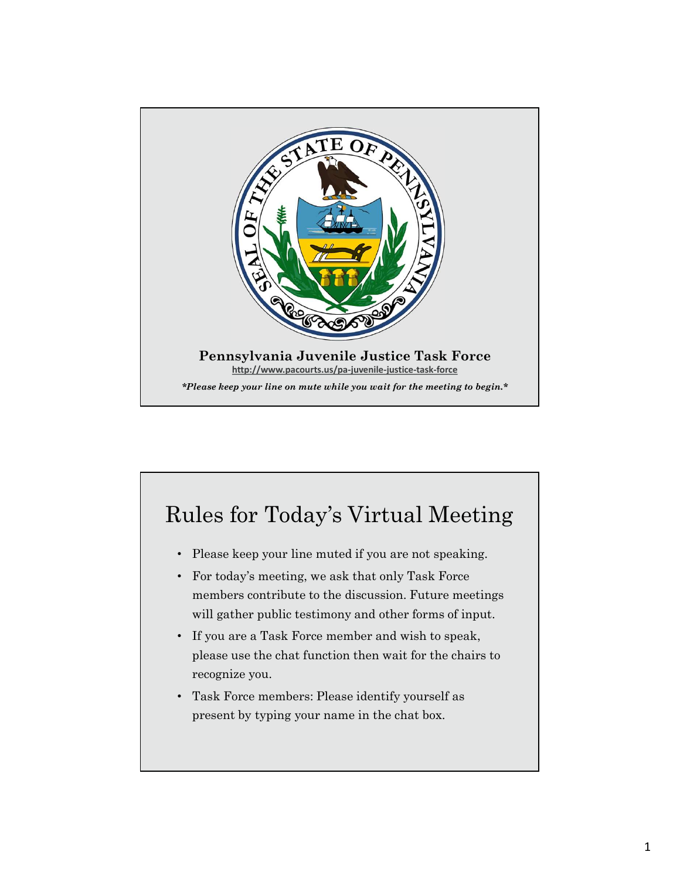Pennsylvania Juvenile Justice Task Force

http://www.pacourts.us/pa-juvenile-justice-task-force

*\*Please keep your line on mute while you wait for the meeting to begin.\**

# Rules for Today's Virtual Meeting

- Please keep your line muted if you are not speaking.
- For today's meeting, we ask that only Task Force members contribute to the discussion. Future meetings will gather public testimony and other forms of input.
- If you are a Task Force member and wish to speak, please use the chat function then wait for the chairs to recognize you.
- Task Force members: Please identify yourself as present by typing your name in the chat box.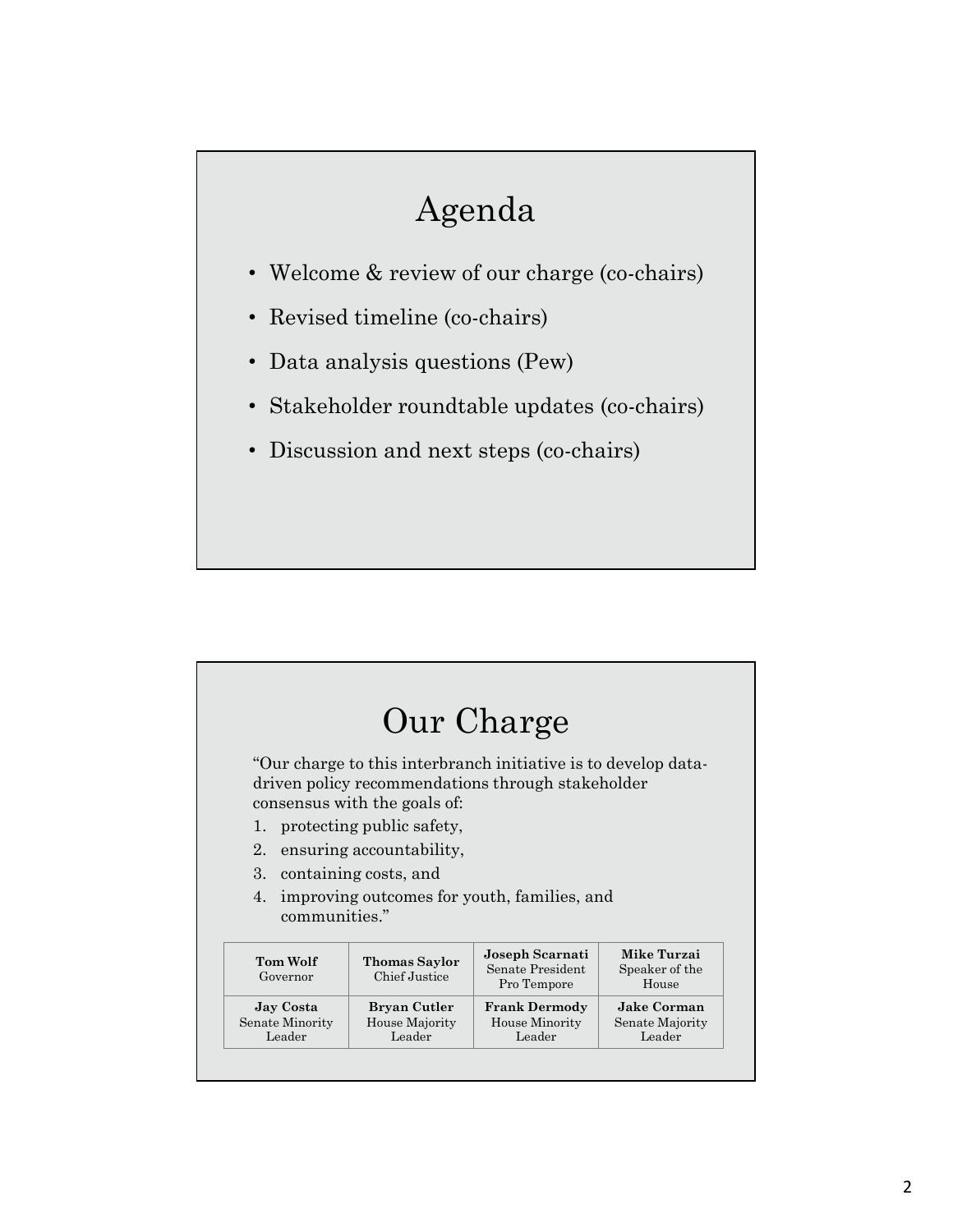# Agenda

- Welcome & review of our charge (co-chairs)
- Revised timeline (co-chairs)
- Data analysis questions (Pew)
- Stakeholder roundtable updates (co-chairs)
- Discussion and next steps (co-chairs)

# Our Charge

"Our charge to this interbranch initiative is to develop data-driven policy recommendations through stakeholder consensus with the goals of:

1. protecting public safety,
2. ensuring accountability,
3. containing costs, and
4. improving outcomes for youth, families, and communities."

| | | | |
|---|---|---|---|
| **Tom Wolf** Governor | **Thomas Saylor** Chief Justice | **Joseph Scarnati** Senate President Pro Tempore | **Mike Turzai** Speaker of the House |
| **Jay Costa** Senate Minority Leader | **Bryan Cutler** House Majority Leader | **Frank Dermody** House Minority Leader | **Jake Corman** Senate Majority Leader |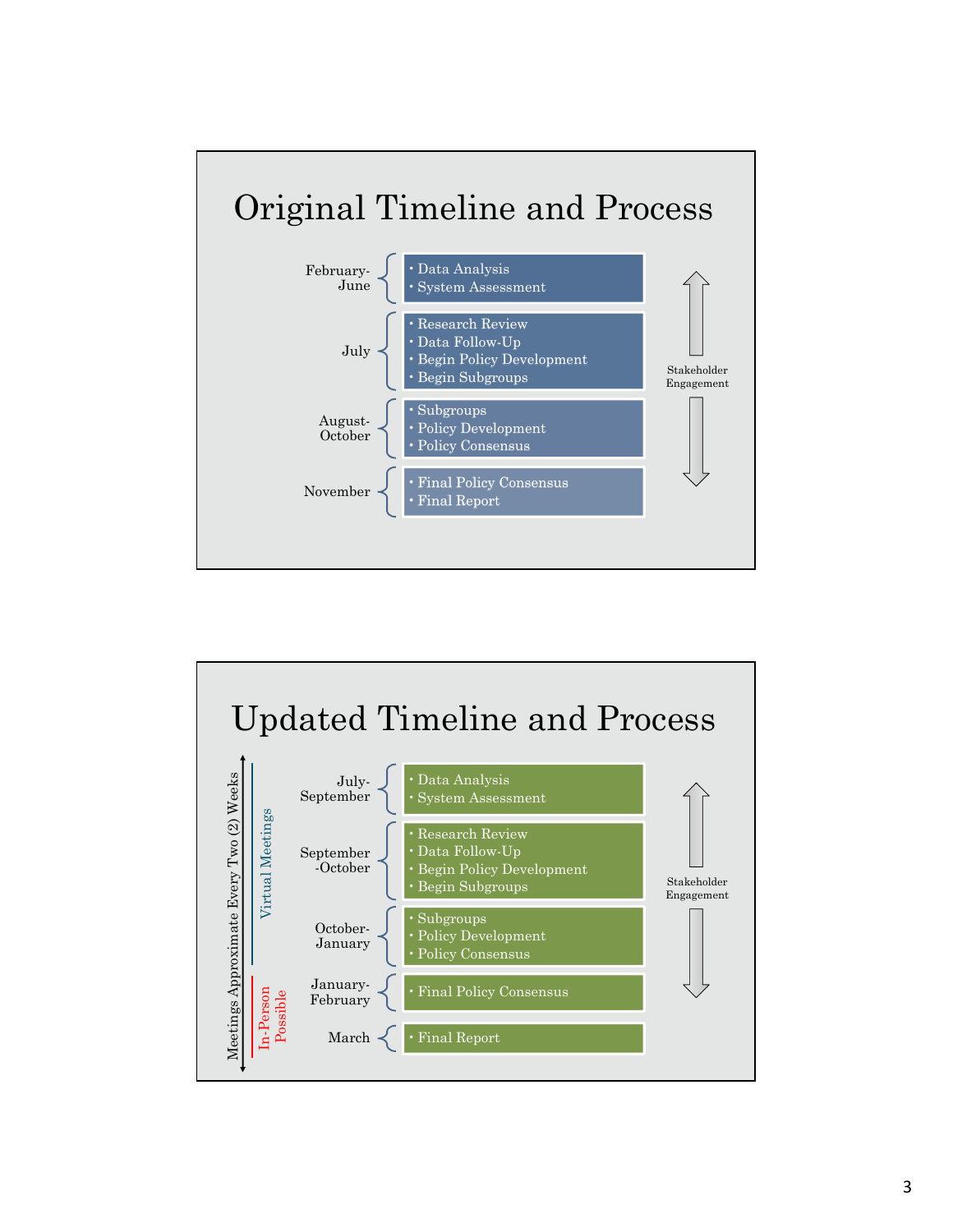# Original Timeline and Process

| Period | Activities |
| --- | --- |
| February-June | • Data Analysis<br>• System Assessment |
| July | • Research Review<br>• Data Follow-Up<br>• Begin Policy Development<br>• Begin Subgroups |
| August-October | • Subgroups<br>• Policy Development<br>• Policy Consensus |
| November | • Final Policy Consensus<br>• Final Report |

Stakeholder Engagement

# Updated Timeline and Process

Meetings Approximate Every Two (2) Weeks

| Meeting Format | Period | Activities |
| --- | --- | --- |
| Virtual Meetings | July-September | • Data Analysis<br>• System Assessment |
| Virtual Meetings | September-October | • Research Review<br>• Data Follow-Up<br>• Begin Policy Development<br>• Begin Subgroups |
| Virtual Meetings | October-January | • Subgroups<br>• Policy Development<br>• Policy Consensus |
| In-Person Possible | January-February | • Final Policy Consensus |
| In-Person Possible | March | • Final Report |

Stakeholder Engagement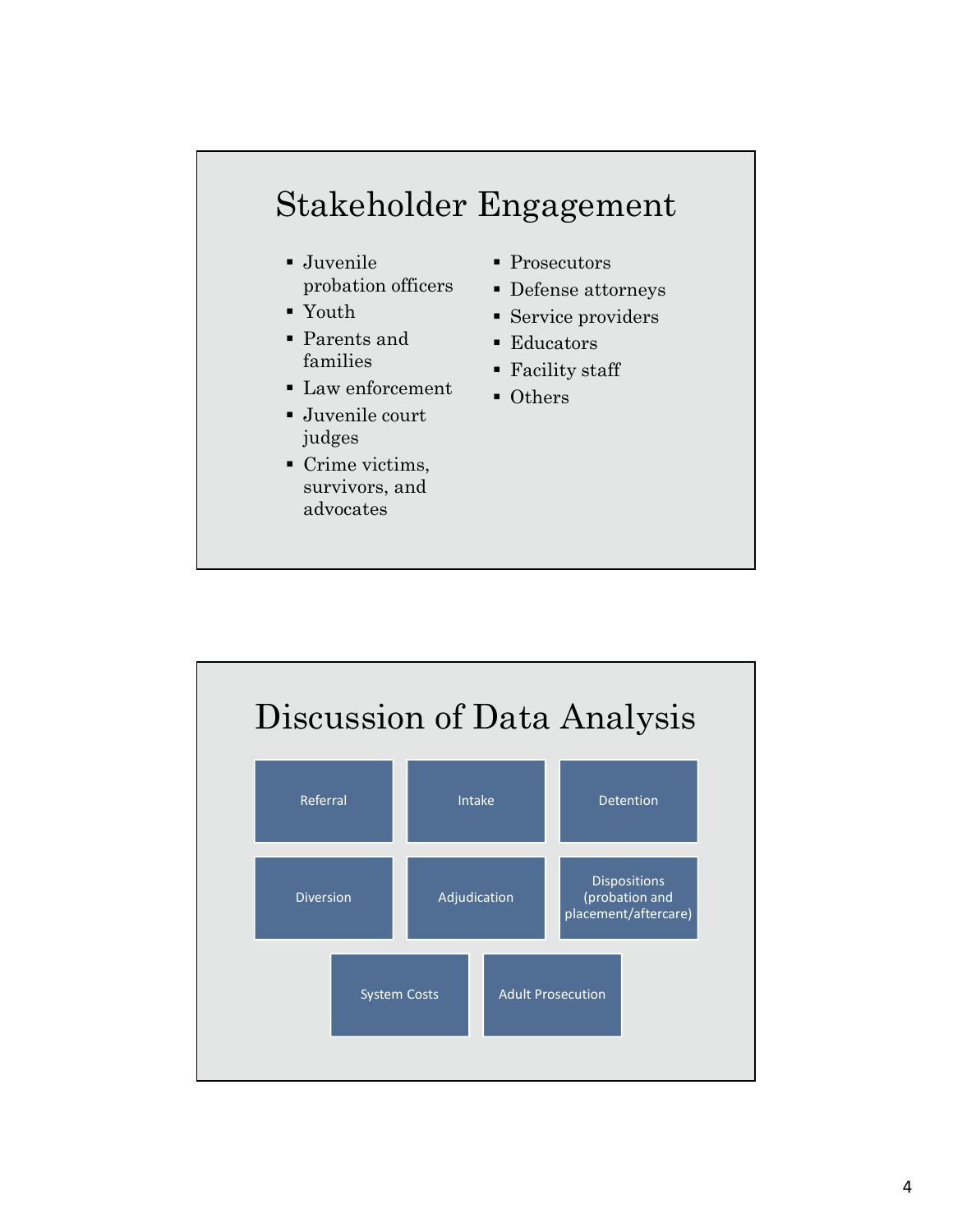# Stakeholder Engagement

- Juvenile probation officers
- Youth
- Parents and families
- Law enforcement
- Juvenile court judges
- Crime victims, survivors, and advocates
- Prosecutors
- Defense attorneys
- Service providers
- Educators
- Facility staff
- Others

# Discussion of Data Analysis

- Referral
- Intake
- Detention
- Diversion
- Adjudication
- Dispositions (probation and placement/aftercare)
- System Costs
- Adult Prosecution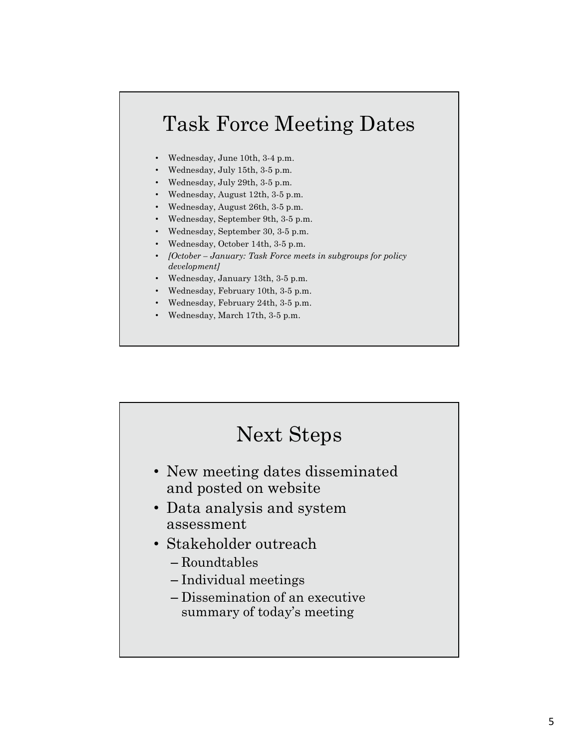# Task Force Meeting Dates

- Wednesday, June 10th, 3-4 p.m.
- Wednesday, July 15th, 3-5 p.m.
- Wednesday, July 29th, 3-5 p.m.
- Wednesday, August 12th, 3-5 p.m.
- Wednesday, August 26th, 3-5 p.m.
- Wednesday, September 9th, 3-5 p.m.
- Wednesday, September 30, 3-5 p.m.
- Wednesday, October 14th, 3-5 p.m.
- *[October – January: Task Force meets in subgroups for policy development]*
- Wednesday, January 13th, 3-5 p.m.
- Wednesday, February 10th, 3-5 p.m.
- Wednesday, February 24th, 3-5 p.m.
- Wednesday, March 17th, 3-5 p.m.

# Next Steps

- New meeting dates disseminated and posted on website
- Data analysis and system assessment
- Stakeholder outreach
  - Roundtables
  - Individual meetings
  - Dissemination of an executive summary of today's meeting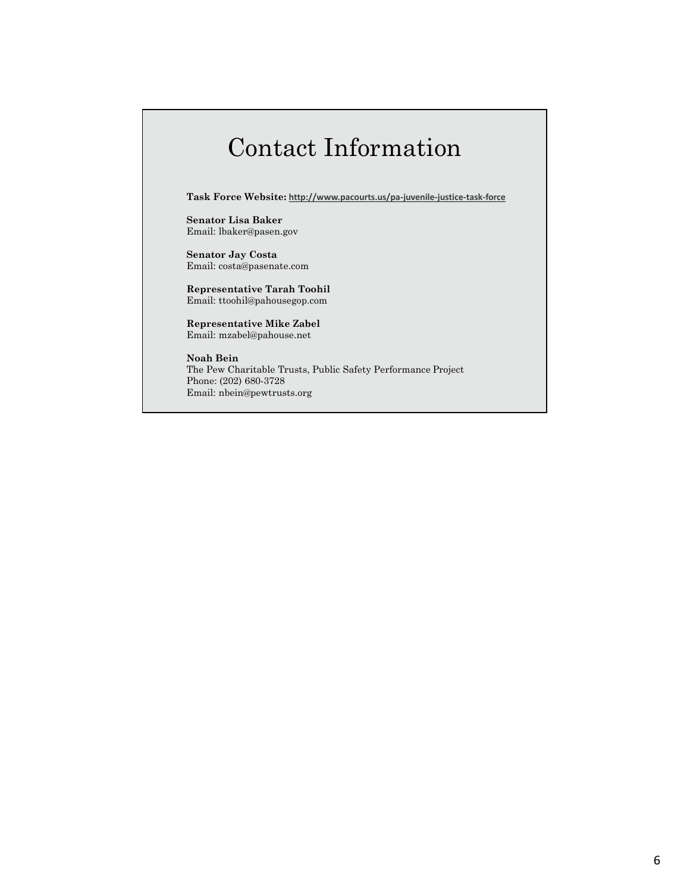# Contact Information

**Task Force Website:** http://www.pacourts.us/pa-juvenile-justice-task-force

**Senator Lisa Baker**
Email: lbaker@pasen.gov

**Senator Jay Costa**
Email: costa@pasenate.com

**Representative Tarah Toohil**
Email: ttoohil@pahousegop.com

**Representative Mike Zabel**
Email: mzabel@pahouse.net

**Noah Bein**
The Pew Charitable Trusts, Public Safety Performance Project
Phone: (202) 680-3728
Email: nbein@pewtrusts.org